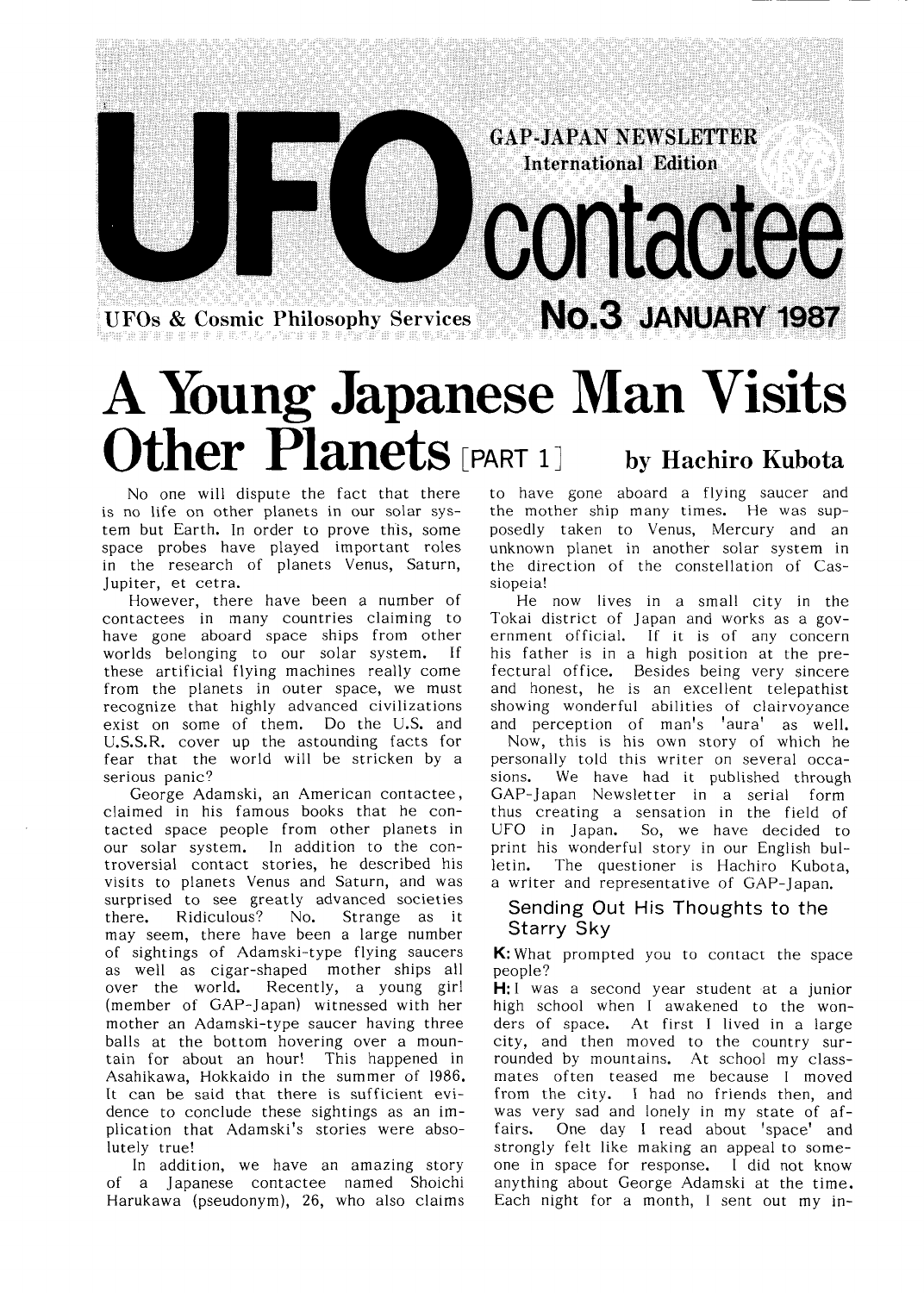# UFO contactee

GAP-JAPAN NEWSLETTER
International Edition

UFOs & Cosmic Philosophy Services

No.3 JANUARY 1987

# A Young Japanese Man Visits Other Planets [PART 1]

by Hachiro Kubota

No one will dispute the fact that there is no life on other planets in our solar system but Earth. In order to prove this, some space probes have played important roles in the research of planets Venus, Saturn, Jupiter, et cetra.

However, there have been a number of contactees in many countries claiming to have gone aboard space ships from other worlds belonging to our solar system. If these artificial flying machines really come from the planets in outer space, we must recognize that highly advanced civilizations exist on some of them. Do the U.S. and U.S.S.R. cover up the astounding facts for fear that the world will be stricken by a serious panic?

George Adamski, an American contactee, claimed in his famous books that he contacted space people from other planets in our solar system. In addition to the controversial contact stories, he described his visits to planets Venus and Saturn, and was surprised to see greatly advanced societies there. Ridiculous? No. Strange as it may seem, there have been a large number of sightings of Adamski-type flying saucers as well as cigar-shaped mother ships all over the world. Recently, a young girl (member of GAP-Japan) witnessed with her mother an Adamski-type saucer having three balls at the bottom hovering over a mountain for about an hour! This happened in Asahikawa, Hokkaido in the summer of 1986. It can be said that there is sufficient evidence to conclude these sightings as an implication that Adamski's stories were absolutely true!

In addition, we have an amazing story of a Japanese contactee named Shoichi Harukawa (pseudonym), 26, who also claims to have gone aboard a flying saucer and the mother ship many times. He was supposedly taken to Venus, Mercury and an unknown planet in another solar system in the direction of the constellation of Cassiopeia!

He now lives in a small city in the Tokai district of Japan and works as a government official. If it is of any concern his father is in a high position at the prefectural office. Besides being very sincere and honest, he is an excellent telepathist showing wonderful abilities of clairvoyance and perception of man's 'aura' as well.

Now, this is his own story of which he personally told this writer on several occasions. We have had it published through GAP-Japan Newsletter in a serial form thus creating a sensation in the field of UFO in Japan. So, we have decided to print his wonderful story in our English bulletin. The questioner is Hachiro Kubota, a writer and representative of GAP-Japan.

## Sending Out His Thoughts to the Starry Sky

**K:** What prompted you to contact the space people?

**H:** I was a second year student at a junior high school when I awakened to the wonders of space. At first I lived in a large city, and then moved to the country surrounded by mountains. At school my classmates often teased me because I moved from the city. I had no friends then, and was very sad and lonely in my state of affairs. One day I read about 'space' and strongly felt like making an appeal to someone in space for response. I did not know anything about George Adamski at the time. Each night for a month, I sent out my in-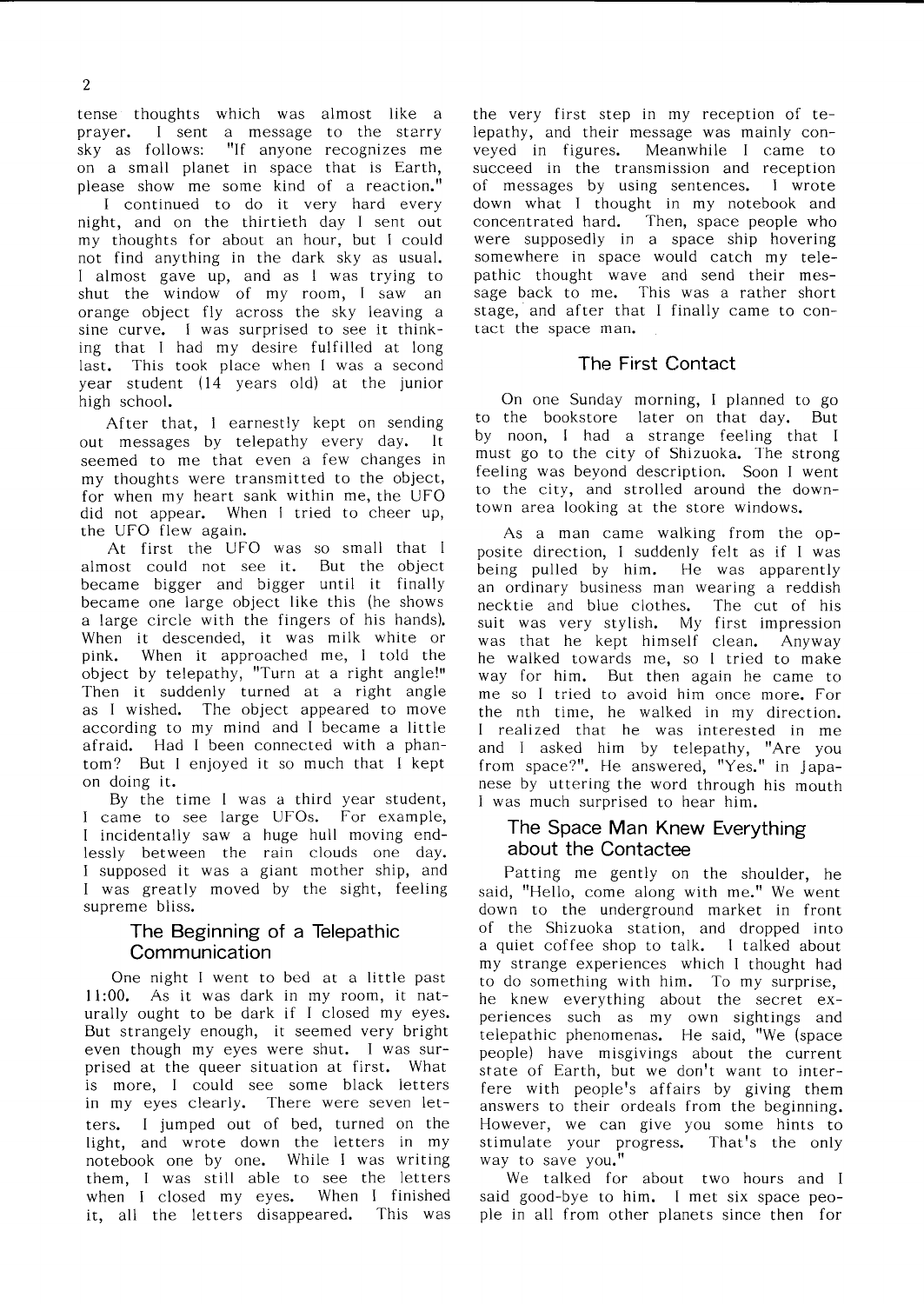tense thoughts which was almost like a prayer. I sent a message to the starry sky as follows: "If anyone recognizes me on a small planet in space that is Earth, please show me some kind of a reaction."

I continued to do it very hard every night, and on the thirtieth day I sent out my thoughts for about an hour, but I could not find anything in the dark sky as usual. I almost gave up, and as I was trying to shut the window of my room, I saw an orange object fly across the sky leaving a sine curve. I was surprised to see it thinking that I had my desire fulfilled at long last. This took place when I was a second year student (14 years old) at the junior high school.

After that, I earnestly kept on sending out messages by telepathy every day. It seemed to me that even a few changes in my thoughts were transmitted to the object, for when my heart sank within me, the UFO did not appear. When I tried to cheer up, the UFO flew again.

At first the UFO was so small that I almost could not see it. But the object became bigger and bigger until it finally became one large object like this (he shows a large circle with the fingers of his hands). When it descended, it was milk white or pink. When it approached me, I told the object by telepathy, "Turn at a right angle!" Then it suddenly turned at a right angle as I wished. The object appeared to move according to my mind and I became a little afraid. Had I been connected with a phantom? But I enjoyed it so much that I kept on doing it.

By the time I was a third year student, I came to see large UFOs. For example, I incidentally saw a huge hull moving endlessly between the rain clouds one day. I supposed it was a giant mother ship, and I was greatly moved by the sight, feeling supreme bliss.

## The Beginning of a Telepathic Communication

One night I went to bed at a little past 11:00. As it was dark in my room, it naturally ought to be dark if I closed my eyes. But strangely enough, it seemed very bright even though my eyes were shut. I was surprised at the queer situation at first. What is more, I could see some black letters in my eyes clearly. There were seven letters. I jumped out of bed, turned on the light, and wrote down the letters in my notebook one by one. While I was writing them, I was still able to see the letters when I closed my eyes. When I finished it, all the letters disappeared. This was the very first step in my reception of telepathy, and their message was mainly conveyed in figures. Meanwhile I came to succeed in the transmission and reception of messages by using sentences. I wrote down what I thought in my notebook and concentrated hard. Then, space people who were supposedly in a space ship hovering somewhere in space would catch my telepathic thought wave and send their message back to me. This was a rather short stage, and after that I finally came to contact the space man.

## The First Contact

On one Sunday morning, I planned to go to the bookstore later on that day. But by noon, I had a strange feeling that I must go to the city of Shizuoka. The strong feeling was beyond description. Soon I went to the city, and strolled around the downtown area looking at the store windows.

As a man came walking from the opposite direction, I suddenly felt as if I was being pulled by him. He was apparently an ordinary business man wearing a reddish necktie and blue clothes. The cut of his suit was very stylish. My first impression was that he kept himself clean. Anyway he walked towards me, so I tried to make way for him. But then again he came to me so I tried to avoid him once more. For the nth time, he walked in my direction. I realized that he was interested in me and I asked him by telepathy, "Are you from space?". He answered, "Yes." in Japanese by uttering the word through his mouth I was much surprised to hear him.

## The Space Man Knew Everything about the Contactee

Patting me gently on the shoulder, he said, "Hello, come along with me." We went down to the underground market in front of the Shizuoka station, and dropped into a quiet coffee shop to talk. I talked about my strange experiences which I thought had to do something with him. To my surprise, he knew everything about the secret experiences such as my own sightings and telepathic phenomenas. He said, "We (space people) have misgivings about the current state of Earth, but we don't want to interfere with people's affairs by giving them answers to their ordeals from the beginning. However, we can give you some hints to stimulate your progress. That's the only way to save you."

We talked for about two hours and I said good-bye to him. I met six space people in all from other planets since then for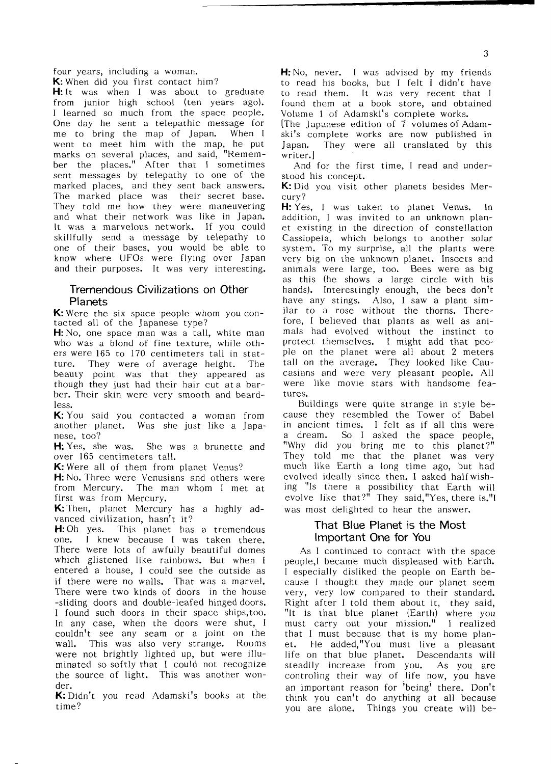four years, including a woman.

**K:** When did you first contact him?

**H:** It was when I was about to graduate from junior high school (ten years ago). I learned so much from the space people. One day he sent a telepathic message for me to bring the map of Japan. When I went to meet him with the map, he put marks on several places, and said, "Remember the places." After that I sometimes sent messages by telepathy to one of the marked places, and they sent back answers. The marked place was their secret base. They told me how they were maneuvering and what their network was like in Japan. It was a marvelous network. If you could skillfully send a message by telepathy to one of their bases, you would be able to know where UFOs were flying over Japan and their purposes. It was very interesting.

## Tremendous Civilizations on Other Planets

**K:** Were the six space people whom you contacted all of the Japanese type?

**H:** No, one space man was a tall, white man who was a blond of fine texture, while others were 165 to 170 centimeters tall in stature. They were of average height. The beauty point was that they appeared as though they just had their hair cut at a barber. Their skin were very smooth and beardless.

**K:** You said you contacted a woman from another planet. Was she just like a Japanese, too?

**H:** Yes, she was. She was a brunette and over 165 centimeters tall.

**K:** Were all of them from planet Venus?

**H:** No. Three were Venusians and others were from Mercury. The man whom I met at first was from Mercury.

**K:** Then, planet Mercury has a highly advanced civilization, hasn't it?

**H:** Oh yes. This planet has a tremendous one. I knew because I was taken there. There were lots of awfully beautiful domes which glistened like rainbows. But when I entered a house, I could see the outside as if there were no walls. That was a marvel. There were two kinds of doors in the house -sliding doors and double-leafed hinged doors. I found such doors in their space ships,too. In any case, when the doors were shut, I couldn't see any seam or a joint on the wall. This was also very strange. Rooms were not brightly lighted up, but were illuminated so softly that I could not recognize the source of light. This was another wonder.

**K:** Didn't you read Adamski's books at the time?

**H:** No, never. I was advised by my friends to read his books, but I felt I didn't have to read them. It was very recent that I found them at a book store, and obtained Volume 1 of Adamski's complete works.

[The Japanese edition of 7 volumes of Adamski's complete works are now published in Japan. They were all translated by this writer.]

And for the first time, I read and understood his concept.

**K:** Did you visit other planets besides Mercury?

**H:** Yes, I was taken to planet Venus. In addition, I was invited to an unknown planet existing in the direction of constellation Cassiopeia, which belongs to another solar system. To my surprise, all the plants were very big on the unknown planet. Insects and animals were large, too. Bees were as big as this (he shows a large circle with his hands). Interestingly enough, the bees don't have any stings. Also, I saw a plant similar to a rose without the thorns. Therefore, I believed that plants as well as animals had evolved without the instinct to protect themselves. I might add that people on the planet were all about 2 meters tall on the average. They looked like Caucasians and were very pleasant people. All were like movie stars with handsome features.

Buildings were quite strange in style because they resembled the Tower of Babel in ancient times. I felt as if all this were a dream. So I asked the space people, "Why did you bring me to this planet?" They told me that the planet was very much like Earth a long time ago, but had evolved ideally since then. I asked half wishing "Is there a possibility that Earth will evolve like that?" They said,"Yes, there is."I was most delighted to hear the answer.

## That Blue Planet is the Most Important One for You

As I continued to contact with the space people,I became much displeased with Earth. I especially disliked the people on Earth because I thought they made our planet seem very, very low compared to their standard. Right after I told them about it, they said, "It is that blue planet (Earth) where you must carry out your mission." I realized that I must because that is my home planet. He added,"You must live a pleasant life on that blue planet. Descendants will steadily increase from you. As you are controling their way of life now, you have an important reason for 'being' there. Don't think you can't do anything at all because you are alone. Things you create will be-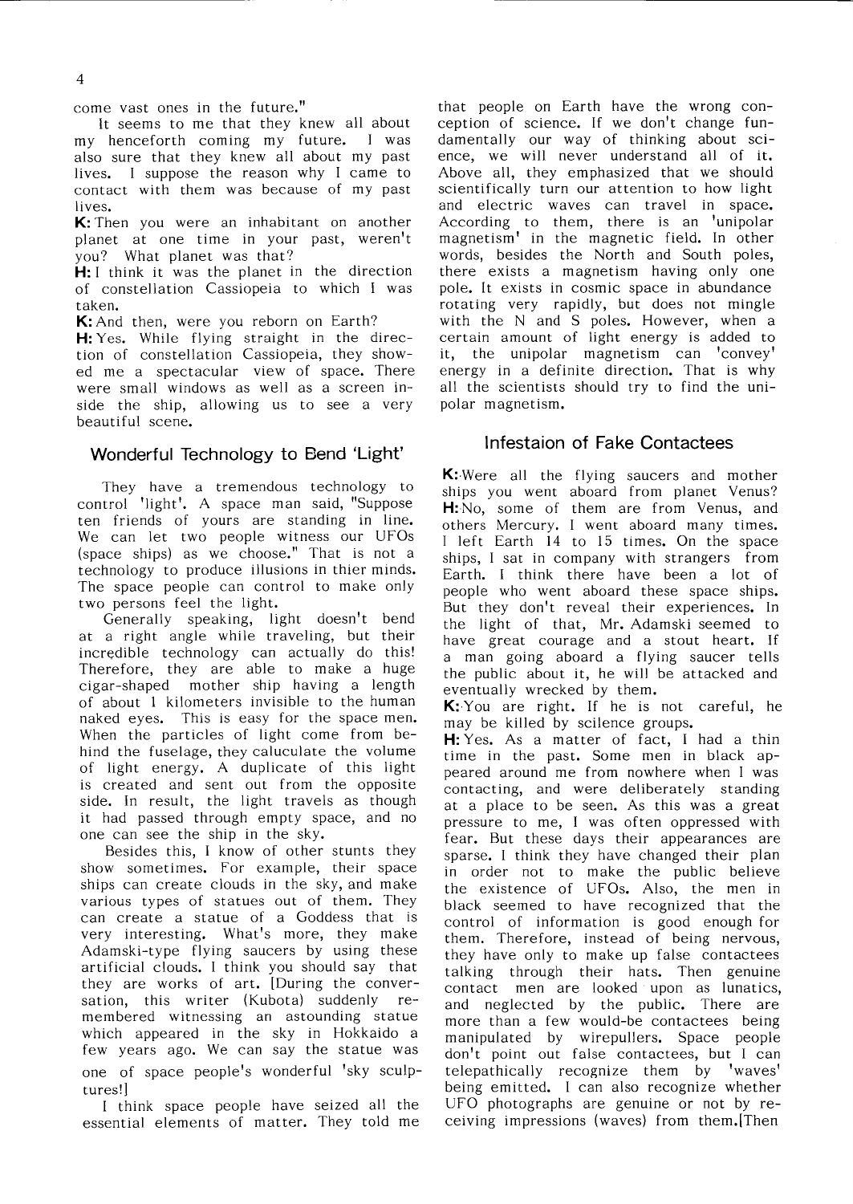come vast ones in the future."

It seems to me that they knew all about my henceforth coming my future. I was also sure that they knew all about my past lives. I suppose the reason why I came to contact with them was because of my past lives.

**K:** Then you were an inhabitant on another planet at one time in your past, weren't you? What planet was that?

**H:** I think it was the planet in the direction of constellation Cassiopeia to which I was taken.

**K:** And then, were you reborn on Earth?

**H:** Yes. While flying straight in the direction of constellation Cassiopeia, they showed me a spectacular view of space. There were small windows as well as a screen inside the ship, allowing us to see a very beautiful scene.

## Wonderful Technology to Bend 'Light'

They have a tremendous technology to control 'light'. A space man said, "Suppose ten friends of yours are standing in line. We can let two people witness our UFOs (space ships) as we choose." That is not a technology to produce illusions in thier minds. The space people can control to make only two persons feel the light.

Generally speaking, light doesn't bend at a right angle while traveling, but their incredible technology can actually do this! Therefore, they are able to make a huge cigar-shaped mother ship having a length of about 1 kilometers invisible to the human naked eyes. This is easy for the space men. When the particles of light come from behind the fuselage, they caluculate the volume of light energy. A duplicate of this light is created and sent out from the opposite side. In result, the light travels as though it had passed through empty space, and no one can see the ship in the sky.

Besides this, I know of other stunts they show sometimes. For example, their space ships can create clouds in the sky, and make various types of statues out of them. They can create a statue of a Goddess that is very interesting. What's more, they make Adamski-type flying saucers by using these artificial clouds. I think you should say that they are works of art. [During the conversation, this writer (Kubota) suddenly remembered witnessing an astounding statue which appeared in the sky in Hokkaido a few years ago. We can say the statue was one of space people's wonderful 'sky sculptures!]

I think space people have seized all the essential elements of matter. They told me that people on Earth have the wrong conception of science. If we don't change fundamentally our way of thinking about science, we will never understand all of it. Above all, they emphasized that we should scientifically turn our attention to how light and electric waves can travel in space. According to them, there is an 'unipolar magnetism' in the magnetic field. In other words, besides the North and South poles, there exists a magnetism having only one pole. It exists in cosmic space in abundance rotating very rapidly, but does not mingle with the N and S poles. However, when a certain amount of light energy is added to it, the unipolar magnetism can 'convey' energy in a definite direction. That is why all the scientists should try to find the unipolar magnetism.

## Infestaion of Fake Contactees

**K:** Were all the flying saucers and mother ships you went aboard from planet Venus?

**H:** No, some of them are from Venus, and others Mercury. I went aboard many times. I left Earth 14 to 15 times. On the space ships, I sat in company with strangers from Earth. I think there have been a lot of people who went aboard these space ships. But they don't reveal their experiences. In the light of that, Mr. Adamski seemed to have great courage and a stout heart. If a man going aboard a flying saucer tells the public about it, he will be attacked and eventually wrecked by them.

**K:** You are right. If he is not careful, he may be killed by scilence groups.

**H:** Yes. As a matter of fact, I had a thin time in the past. Some men in black appeared around me from nowhere when I was contacting, and were deliberately standing at a place to be seen. As this was a great pressure to me, I was often oppressed with fear. But these days their appearances are sparse. I think they have changed their plan in order not to make the public believe the existence of UFOs. Also, the men in black seemed to have recognized that the control of information is good enough for them. Therefore, instead of being nervous, they have only to make up false contactees talking through their hats. Then genuine contact men are looked upon as lunatics, and neglected by the public. There are more than a few would-be contactees being manipulated by wirepullers. Space people don't point out false contactees, but I can telepathically recognize them by 'waves' being emitted. I can also recognize whether UFO photographs are genuine or not by receiving impressions (waves) from them.[Then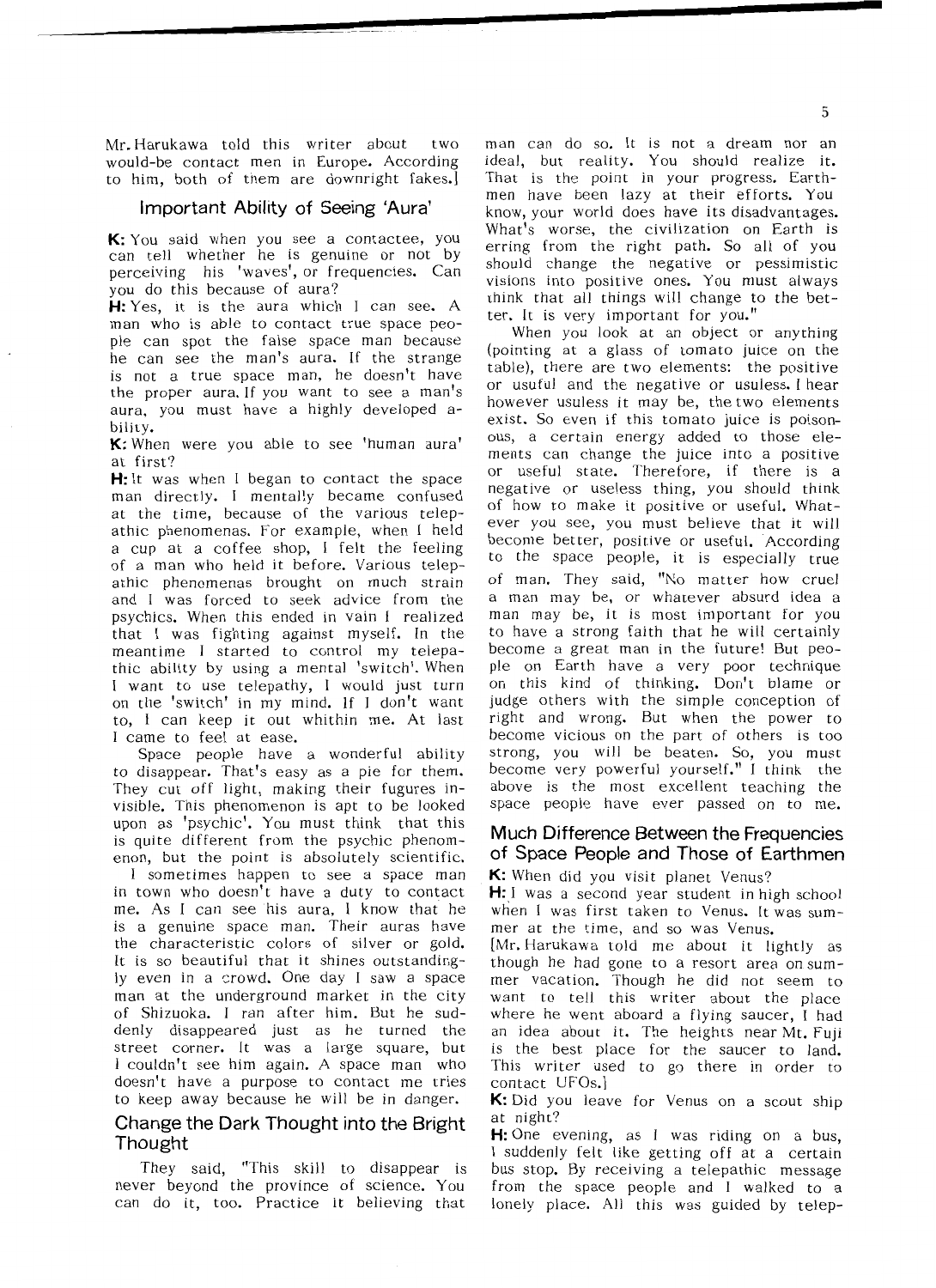Mr. Harukawa told this writer about two would-be contact men in Europe. According to him, both of them are downright fakes.]

## Important Ability of Seeing 'Aura'

**K:** You said when you see a contactee, you can tell whether he is genuine or not by perceiving his 'waves', or frequencies. Can you do this because of aura?

**H:** Yes, it is the aura which I can see. A man who is able to contact true space people can spot the false space man because he can see the man's aura. If the strange is not a true space man, he doesn't have the proper aura. If you want to see a man's aura, you must have a highly developed ability.

**K:** When were you able to see 'human aura' at first?

**H:** It was when I began to contact the space man directly. I mentally became confused at the time, because of the various telepathic phenomenas. For example, when I held a cup at a coffee shop, I felt the feeling of a man who held it before. Various telepathic phenomenas brought on much strain and I was forced to seek advice from the psychics. When this ended in vain I realized that I was fighting against myself. In the meantime I started to control my telepathic ability by using a mental 'switch'. When I want to use telepathy, I would just turn on the 'switch' in my mind. If I don't want to, I can keep it out whithin me. At last I came to feel at ease.

Space people have a wonderful ability to disappear. That's easy as a pie for them. They cut off light, making their fugures invisible. This phenomenon is apt to be looked upon as 'psychic'. You must think that this is quite different from the psychic phenomenon, but the point is absolutely scientific.

I sometimes happen to see a space man in town who doesn't have a duty to contact me. As I can see his aura, I know that he is a genuine space man. Their auras have the characteristic colors of silver or gold. It is so beautiful that it shines outstandingly even in a crowd. One day I saw a space man at the underground market in the city of Shizuoka. I ran after him. But he suddenly disappeared just as he turned the street corner. It was a large square, but I couldn't see him again. A space man who doesn't have a purpose to contact me tries to keep away because he will be in danger.

## Change the Dark Thought into the Bright Thought

They said, "This skill to disappear is never beyond the province of science. You can do it, too. Practice it believing that man can do so. It is not a dream nor an ideal, but reality. You should realize it. That is the point in your progress. Earthmen have been lazy at their efforts. You know, your world does have its disadvantages. What's worse, the civilization on Earth is erring from the right path. So all of you should change the negative or pessimistic visions into positive ones. You must always think that all things will change to the better. It is very important for you."

When you look at an object or anything (pointing at a glass of tomato juice on the table), there are two elements: the positive or usuful and the negative or usuless. I hear however usuless it may be, the two elements exist. So even if this tomato juice is poisonous, a certain energy added to those elements can change the juice into a positive or useful state. Therefore, if there is a negative or useless thing, you should think of how to make it positive or useful. Whatever you see, you must believe that it will become better, positive or useful. According to the space people, it is especially true of man. They said, "No matter how cruel a man may be, or whatever absurd idea a man may be, it is most important for you to have a strong faith that he will certainly become a great man in the future! But people on Earth have a very poor technique on this kind of thinking. Don't blame or judge others with the simple conception of right and wrong. But when the power to become vicious on the part of others is too strong, you will be beaten. So, you must become very powerful yourself." I think the above is the most excellent teaching the space people have ever passed on to me.

## Much Difference Between the Frequencies of Space People and Those of Earthmen

**K:** When did you visit planet Venus?

**H:** I was a second year student in high school when I was first taken to Venus. It was summer at the time, and so was Venus.

[Mr. Harukawa told me about it lightly as though he had gone to a resort area on summer vacation. Though he did not seem to want to tell this writer about the place where he went aboard a flying saucer, I had an idea about it. The heights near Mt. Fuji is the best place for the saucer to land. This writer used to go there in order to contact UFOs.]

**K:** Did you leave for Venus on a scout ship at night?

**H:** One evening, as I was riding on a bus, I suddenly felt like getting off at a certain bus stop. By receiving a telepathic message from the space people and I walked to a lonely place. All this was guided by telep-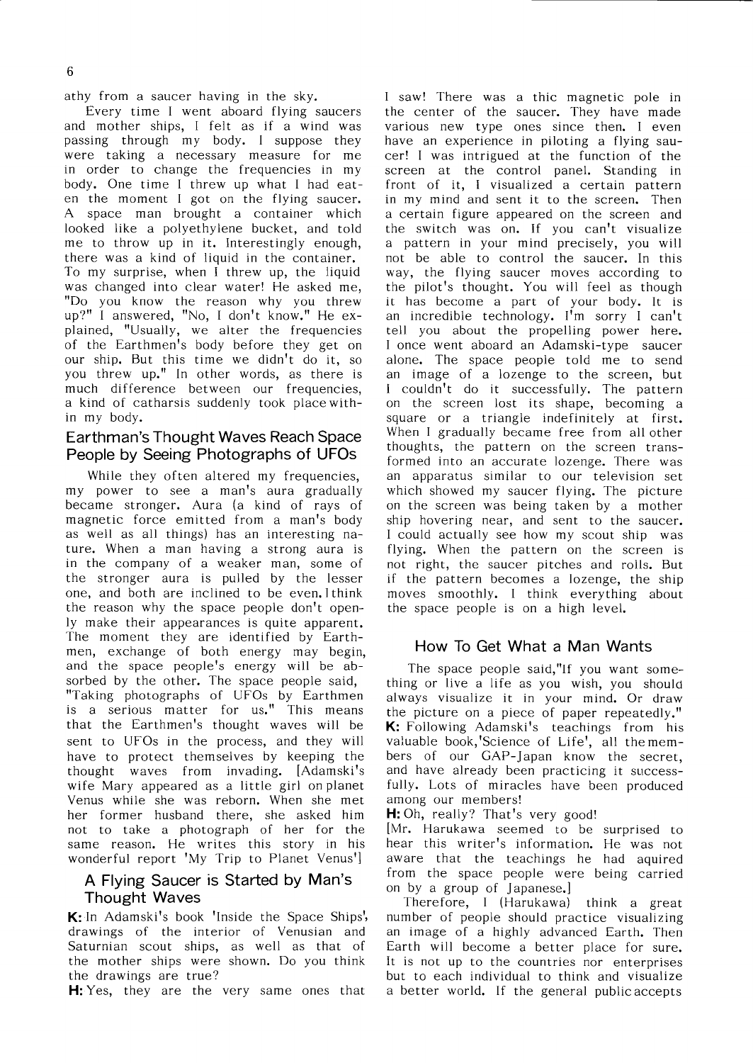athy from a saucer having in the sky.

Every time I went aboard flying saucers and mother ships, I felt as if a wind was passing through my body. I suppose they were taking a necessary measure for me in order to change the frequencies in my body. One time I threw up what I had eaten the moment I got on the flying saucer. A space man brought a container which looked like a polyethylene bucket, and told me to throw up in it. Interestingly enough, there was a kind of liquid in the container. To my surprise, when I threw up, the liquid was changed into clear water! He asked me, "Do you know the reason why you threw up?" I answered, "No, I don't know." He explained, "Usually, we alter the frequencies of the Earthmen's body before they get on our ship. But this time we didn't do it, so you threw up." In other words, as there is much difference between our frequencies, a kind of catharsis suddenly took place within my body.

## Earthman's Thought Waves Reach Space People by Seeing Photographs of UFOs

While they often altered my frequencies, my power to see a man's aura gradually became stronger. Aura (a kind of rays of magnetic force emitted from a man's body as well as all things) has an interesting nature. When a man having a strong aura is in the company of a weaker man, some of the stronger aura is pulled by the lesser one, and both are inclined to be even. I think the reason why the space people don't openly make their appearances is quite apparent. The moment they are identified by Earthmen, exchange of both energy may begin, and the space people's energy will be absorbed by the other. The space people said, "Taking photographs of UFOs by Earthmen is a serious matter for us." This means that the Earthmen's thought waves will be sent to UFOs in the process, and they will have to protect themselves by keeping the thought waves from invading. [Adamski's wife Mary appeared as a little girl on planet Venus while she was reborn. When she met her former husband there, she asked him not to take a photograph of her for the same reason. He writes this story in his wonderful report 'My Trip to Planet Venus']

## A Flying Saucer is Started by Man's Thought Waves

**K:** In Adamski's book 'Inside the Space Ships', drawings of the interior of Venusian and Saturnian scout ships, as well as that of the mother ships were shown. Do you think the drawings are true?

**H:** Yes, they are the very same ones that I saw! There was a thic magnetic pole in the center of the saucer. They have made various new type ones since then. I even have an experience in piloting a flying saucer! I was intrigued at the function of the screen at the control panel. Standing in front of it, I visualized a certain pattern in my mind and sent it to the screen. Then a certain figure appeared on the screen and the switch was on. If you can't visualize a pattern in your mind precisely, you will not be able to control the saucer. In this way, the flying saucer moves according to the pilot's thought. You will feel as though it has become a part of your body. It is an incredible technology. I'm sorry I can't tell you about the propelling power here. I once went aboard an Adamski-type saucer alone. The space people told me to send an image of a lozenge to the screen, but I couldn't do it successfully. The pattern on the screen lost its shape, becoming a square or a triangle indefinitely at first. When I gradually became free from all other thoughts, the pattern on the screen transformed into an accurate lozenge. There was an apparatus similar to our television set which showed my saucer flying. The picture on the screen was being taken by a mother ship hovering near, and sent to the saucer. I could actually see how my scout ship was flying. When the pattern on the screen is not right, the saucer pitches and rolls. But if the pattern becomes a lozenge, the ship moves smoothly. I think everything about the space people is on a high level.

## How To Get What a Man Wants

The space people said,"If you want something or live a life as you wish, you should always visualize it in your mind. Or draw the picture on a piece of paper repeatedly."

**K:** Following Adamski's teachings from his valuable book,'Science of Life', all the members of our GAP-Japan know the secret, and have already been practicing it successfully. Lots of miracles have been produced among our members!

**H:** Oh, really? That's very good!

[Mr. Harukawa seemed to be surprised to hear this writer's information. He was not aware that the teachings he had aquired from the space people were being carried on by a group of Japanese.]

Therefore, I (Harukawa) think a great number of people should practice visualizing an image of a highly advanced Earth. Then Earth will become a better place for sure. It is not up to the countries nor enterprises but to each individual to think and visualize a better world. If the general public accepts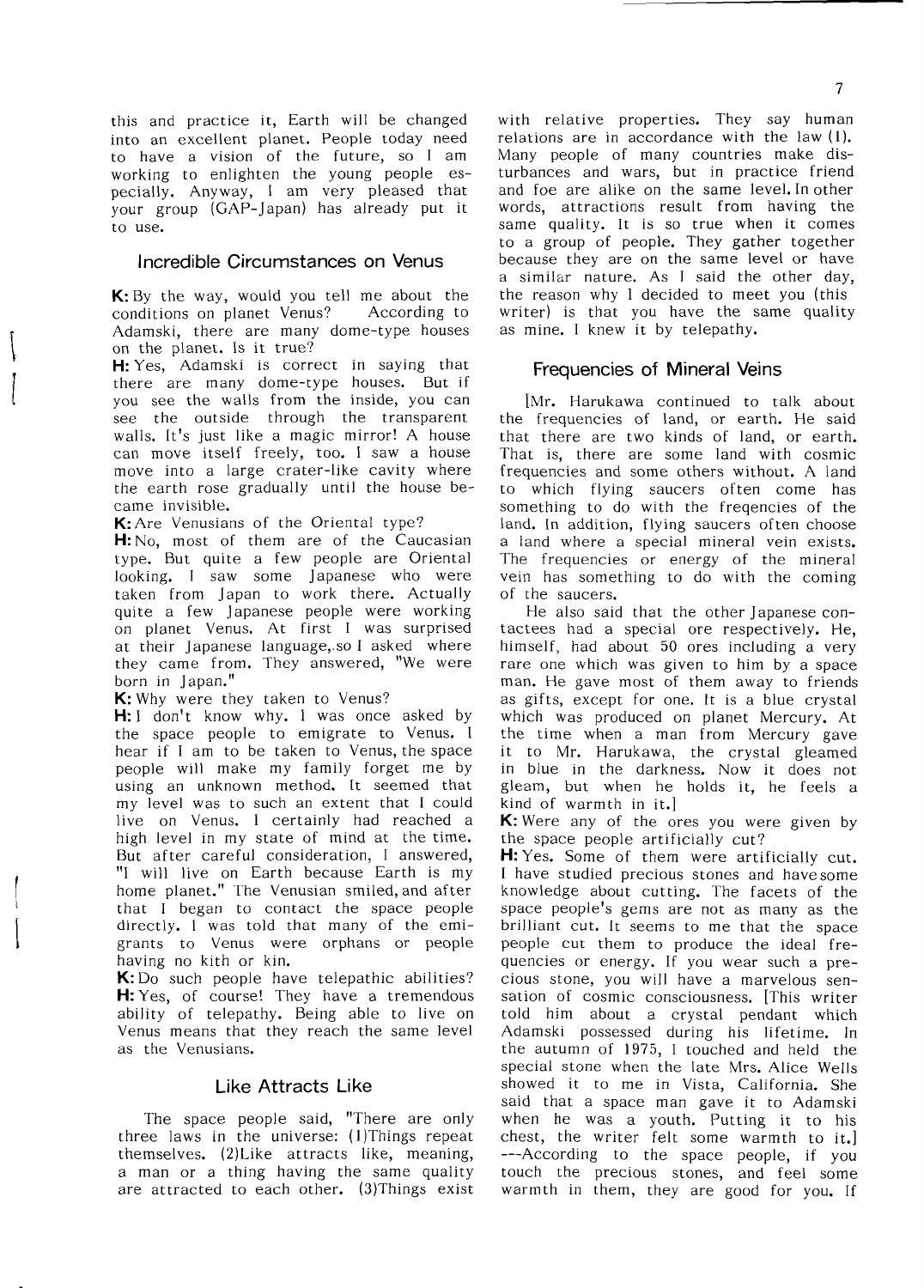this and practice it, Earth will be changed into an excellent planet. People today need to have a vision of the future, so I am working to enlighten the young people especially. Anyway, I am very pleased that your group (GAP-Japan) has already put it to use.

## Incredible Circumstances on Venus

**K:** By the way, would you tell me about the conditions on planet Venus? According to Adamski, there are many dome-type houses on the planet. Is it true?

**H:** Yes, Adamski is correct in saying that there are many dome-type houses. But if you see the walls from the inside, you can see the outside through the transparent walls. It's just like a magic mirror! A house can move itself freely, too. I saw a house move into a large crater-like cavity where the earth rose gradually until the house became invisible.

**K:** Are Venusians of the Oriental type?

**H:** No, most of them are of the Caucasian type. But quite a few people are Oriental looking. I saw some Japanese who were taken from Japan to work there. Actually quite a few Japanese people were working on planet Venus. At first I was surprised at their Japanese language, so I asked where they came from. They answered, "We were born in Japan."

**K:** Why were they taken to Venus?

**H:** I don't know why. I was once asked by the space people to emigrate to Venus. I hear if I am to be taken to Venus, the space people will make my family forget me by using an unknown method. It seemed that my level was to such an extent that I could live on Venus. I certainly had reached a high level in my state of mind at the time. But after careful consideration, I answered, "I will live on Earth because Earth is my home planet." The Venusian smiled, and after that I began to contact the space people directly. I was told that many of the emigrants to Venus were orphans or people having no kith or kin.

**K:** Do such people have telepathic abilities?

**H:** Yes, of course! They have a tremendous ability of telepathy. Being able to live on Venus means that they reach the same level as the Venusians.

## Like Attracts Like

The space people said, "There are only three laws in the universe: (1)Things repeat themselves. (2)Like attracts like, meaning, a man or a thing having the same quality are attracted to each other. (3)Things exist with relative properties. They say human relations are in accordance with the law (1). Many people of many countries make disturbances and wars, but in practice friend and foe are alike on the same level. In other words, attractions result from having the same quality. It is so true when it comes to a group of people. They gather together because they are on the same level or have a similar nature. As I said the other day, the reason why I decided to meet you (this writer) is that you have the same quality as mine. I knew it by telepathy.

## Frequencies of Mineral Veins

[Mr. Harukawa continued to talk about the frequencies of land, or earth. He said that there are two kinds of land, or earth. That is, there are some land with cosmic frequencies and some others without. A land to which flying saucers often come has something to do with the freqencies of the land. In addition, flying saucers often choose a land where a special mineral vein exists. The frequencies or energy of the mineral vein has something to do with the coming of the saucers.

He also said that the other Japanese contactees had a special ore respectively. He, himself, had about 50 ores including a very rare one which was given to him by a space man. He gave most of them away to friends as gifts, except for one. It is a blue crystal which was produced on planet Mercury. At the time when a man from Mercury gave it to Mr. Harukawa, the crystal gleamed in blue in the darkness. Now it does not gleam, but when he holds it, he feels a kind of warmth in it.]

**K:** Were any of the ores you were given by the space people artificially cut?

**H:** Yes. Some of them were artificially cut. I have studied precious stones and have some knowledge about cutting. The facets of the space people's gems are not as many as the brilliant cut. It seems to me that the space people cut them to produce the ideal frequencies or energy. If you wear such a precious stone, you will have a marvelous sensation of cosmic consciousness. [This writer told him about a crystal pendant which Adamski possessed during his lifetime. In the autumn of 1975, I touched and held the special stone when the late Mrs. Alice Wells showed it to me in Vista, California. She said that a space man gave it to Adamski when he was a youth. Putting it to his chest, the writer felt some warmth to it.] ---According to the space people, if you touch the precious stones, and feel some warmth in them, they are good for you. If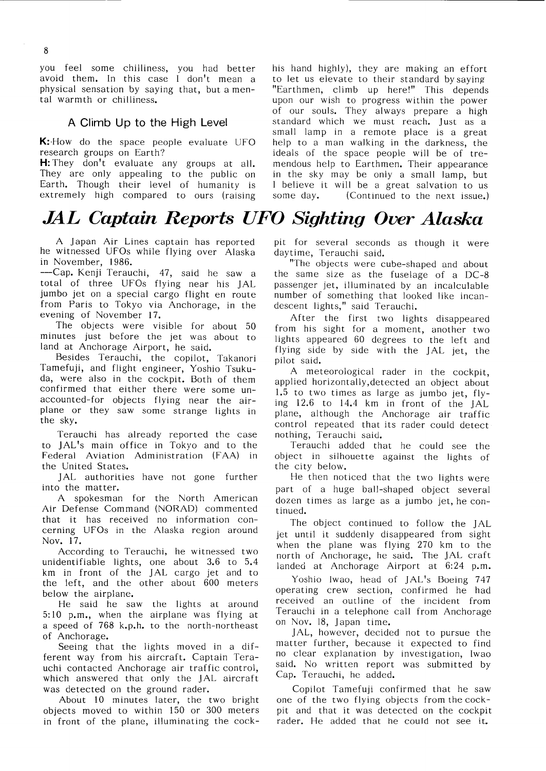you feel some chilliness, you had better avoid them. In this case I don't mean a physical sensation by saying that, but a mental warmth or chilliness.

### A Climb Up to the High Level

**K:** How do the space people evaluate UFO research groups on Earth?

**H:** They don't evaluate any groups at all. They are only appealing to the public on Earth. Though their level of humanity is extremely high compared to ours (raising his hand highly), they are making an effort to let us elevate to their standard by saying "Earthmen, climb up here!" This depends upon our wish to progress within the power of our souls. They always prepare a high standard which we must reach. Just as a small lamp in a remote place is a great help to a man walking in the darkness, the ideals of the space people will be of tremendous help to Earthmen. Their appearance in the sky may be only a small lamp, but I believe it will be a great salvation to us some day. (Continued to the next issue.)

# *JAL Captain Reports UFO Sighting Over Alaska*

A Japan Air Lines captain has reported he witnessed UFOs while flying over Alaska in November, 1986.

—Cap. Kenji Terauchi, 47, said he saw a total of three UFOs flying near his JAL jumbo jet on a special cargo flight en route from Paris to Tokyo via Anchorage, in the evening of November 17.

The objects were visible for about 50 minutes just before the jet was about to land at Anchorage Airport, he said.

Besides Terauchi, the copilot, Takanori Tamefuji, and flight engineer, Yoshio Tsukuda, were also in the cockpit. Both of them confirmed that either there were some unaccounted-for objects flying near the airplane or they saw some strange lights in the sky.

Terauchi has already reported the case to JAL's main office in Tokyo and to the Federal Aviation Administration (FAA) in the United States.

JAL authorities have not gone further into the matter.

A spokesman for the North American Air Defense Command (NORAD) commented that it has received no information concerning UFOs in the Alaska region around Nov. 17.

According to Terauchi, he witnessed two unidentifiable lights, one about 3.6 to 5.4 km in front of the JAL cargo jet and to the left, and the other about 600 meters below the airplane.

He said he saw the lights at around 5:10 p.m., when the airplane was flying at a speed of 768 k.p.h. to the north-northeast of Anchorage.

Seeing that the lights moved in a different way from his aircraft. Captain Terauchi contacted Anchorage air traffic control, which answered that only the JAL aircraft was detected on the ground rader.

About 10 minutes later, the two bright objects moved to within 150 or 300 meters in front of the plane, illuminating the cockpit for several seconds as though it were daytime, Terauchi said.

"The objects were cube-shaped and about the same size as the fuselage of a DC-8 passenger jet, illuminated by an incalculable number of something that looked like incandescent lights," said Terauchi.

After the first two lights disappeared from his sight for a moment, another two lights appeared 60 degrees to the left and flying side by side with the JAL jet, the pilot said.

A meteorological rader in the cockpit, applied horizontally,detected an object about 1.5 to two times as large as jumbo jet, flying 12.6 to 14.4 km in front of the JAL plane, although the Anchorage air traffic control repeated that its rader could detect nothing, Terauchi said.

Terauchi added that he could see the object in silhouette against the lights of the city below.

He then noticed that the two lights were part of a huge ball-shaped object several dozen times as large as a jumbo jet, he continued.

The object continued to follow the JAL jet until it suddenly disappeared from sight when the plane was flying 270 km to the north of Anchorage, he said. The JAL craft landed at Anchorage Airport at 6:24 p.m.

Yoshio Iwao, head of JAL's Boeing 747 operating crew section, confirmed he had received an outline of the incident from Terauchi in a telephone call from Anchorage on Nov. 18, Japan time.

JAL, however, decided not to pursue the matter further, because it expected to find no clear explanation by investigation, Iwao said. No written report was submitted by Cap. Terauchi, he added.

Copilot Tamefuji confirmed that he saw one of the two flying objects from the cockpit and that it was detected on the cockpit rader. He added that he could not see it.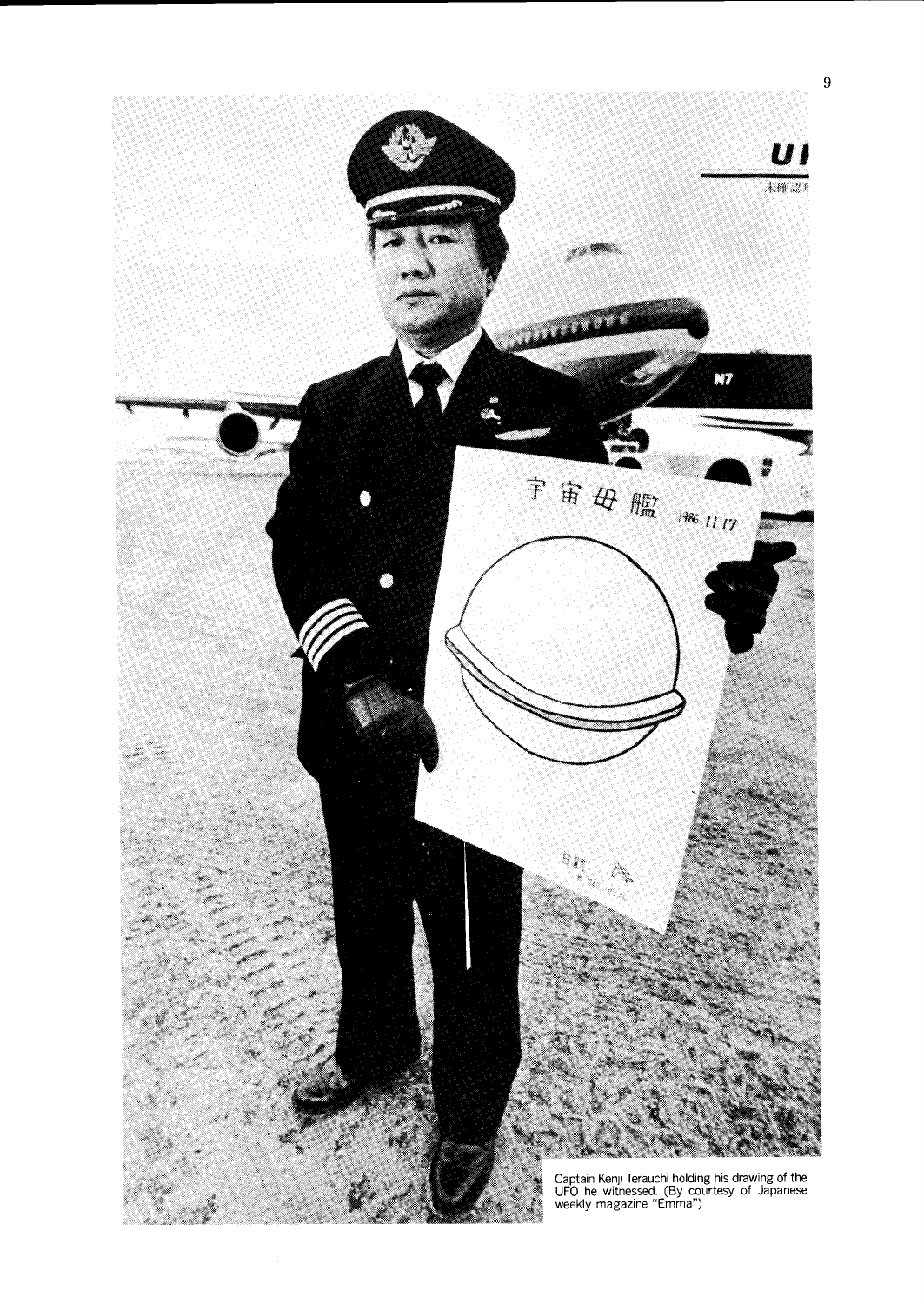Captain Kenji Terauchi holding his drawing of the UFO he witnessed. (By courtesy of Japanese weekly magazine "Emma")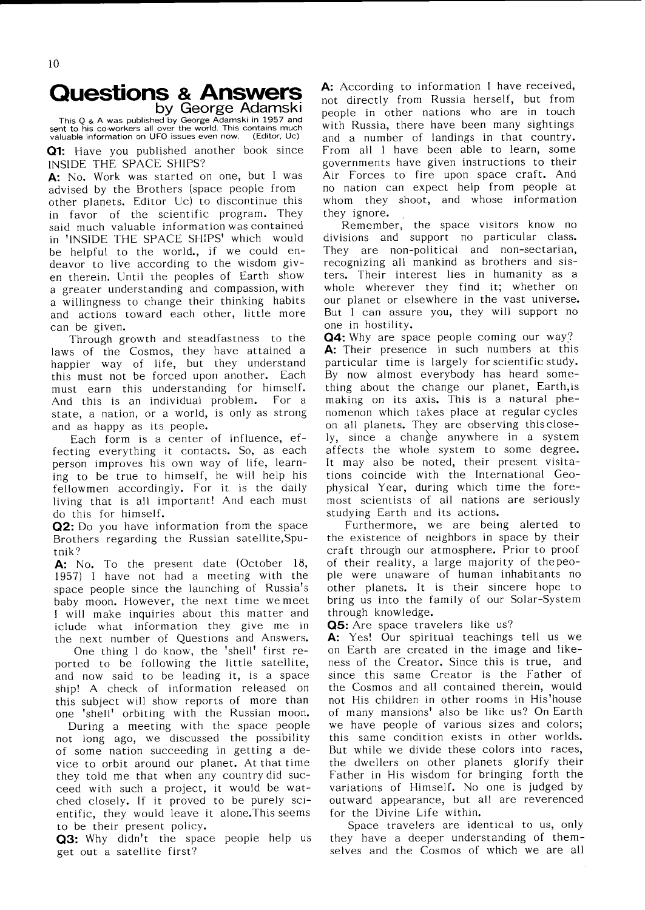# Questions & Answers

## by George Adamski

This Q & A was published by George Adamski in 1957 and sent to his co-workers all over the world. This contains much valuable information on UFO issues even now. (Editor, Uc)

**Q1:** Have you published another book since INSIDE THE SPACE SHIPS?

**A:** No. Work was started on one, but I was advised by the Brothers (space people from other planets. Editor Uc) to discontinue this in favor of the scientific program. They said much valuable information was contained in 'INSIDE THE SPACE SHIPS' which would be helpful to the world., if we could endeavor to live according to the wisdom given therein. Until the peoples of Earth show a greater understanding and compassion, with a willingness to change their thinking habits and actions toward each other, little more can be given.

Through growth and steadfastness to the laws of the Cosmos, they have attained a happier way of life, but they understand this must not be forced upon another. Each must earn this understanding for himself. And this is an individual problem. For a state, a nation, or a world, is only as strong and as happy as its people.

Each form is a center of influence, effecting everything it contacts. So, as each person improves his own way of life, learning to be true to himself, he will help his fellowmen accordingly. For it is the daily living that is all important! And each must do this for himself.

**Q2:** Do you have information from the space Brothers regarding the Russian satellite,Sputnik?

**A:** No. To the present date (October 18, 1957) I have not had a meeting with the space people since the launching of Russia's baby moon. However, the next time we meet I will make inquiries about this matter and iclude what information they give me in the next number of Questions and Answers.

One thing I do know, the 'shell' first reported to be following the little satellite, and now said to be leading it, is a space ship! A check of information released on this subject will show reports of more than one 'shell' orbiting with the Russian moon.

During a meeting with the space people not long ago, we discussed the possibility of some nation succeeding in getting a device to orbit around our planet. At that time they told me that when any country did succeed with such a project, it would be watched closely. If it proved to be purely scientific, they would leave it alone.This seems to be their present policy.

**Q3:** Why didn't the space people help us get out a satellite first?

**A:** According to information I have received, not directly from Russia herself, but from people in other nations who are in touch with Russia, there have been many sightings and a number of landings in that country. From all I have been able to learn, some governments have given instructions to their Air Forces to fire upon space craft. And no nation can expect help from people at whom they shoot, and whose information they ignore.

Remember, the space visitors know no divisions and support no particular class. They are non-political and non-sectarian, recognizing all mankind as brothers and sisters. Their interest lies in humanity as a whole wherever they find it; whether on our planet or elsewhere in the vast universe. But I can assure you, they will support no one in hostility.

**Q4:** Why are space people coming our way?

**A:** Their presence in such numbers at this particular time is largely for scientific study. By now almost everybody has heard something about the change our planet, Earth,is making on its axis. This is a natural phenomenon which takes place at regular cycles on all planets. They are observing this closely, since a change anywhere in a system affects the whole system to some degree. It may also be noted, their present visitations coincide with the International Geophysical Year, during which time the foremost scientists of all nations are seriously studying Earth and its actions.

Furthermore, we are being alerted to the existence of neighbors in space by their craft through our atmosphere. Prior to proof of their reality, a large majority of the people were unaware of human inhabitants no other planets. It is their sincere hope to bring us into the family of our Solar-System through knowledge.

**Q5:** Are space travelers like us?

**A:** Yes! Our spiritual teachings tell us we on Earth are created in the image and likeness of the Creator. Since this is true, and since this same Creator is the Father of the Cosmos and all contained therein, would not His children in other rooms in His'house of many mansions' also be like us? On Earth we have people of various sizes and colors; this same condition exists in other worlds. But while we divide these colors into races, the dwellers on other planets glorify their Father in His wisdom for bringing forth the variations of Himself. No one is judged by outward appearance, but all are reverenced for the Divine Life within.

Space travelers are identical to us, only they have a deeper understanding of themselves and the Cosmos of which we are all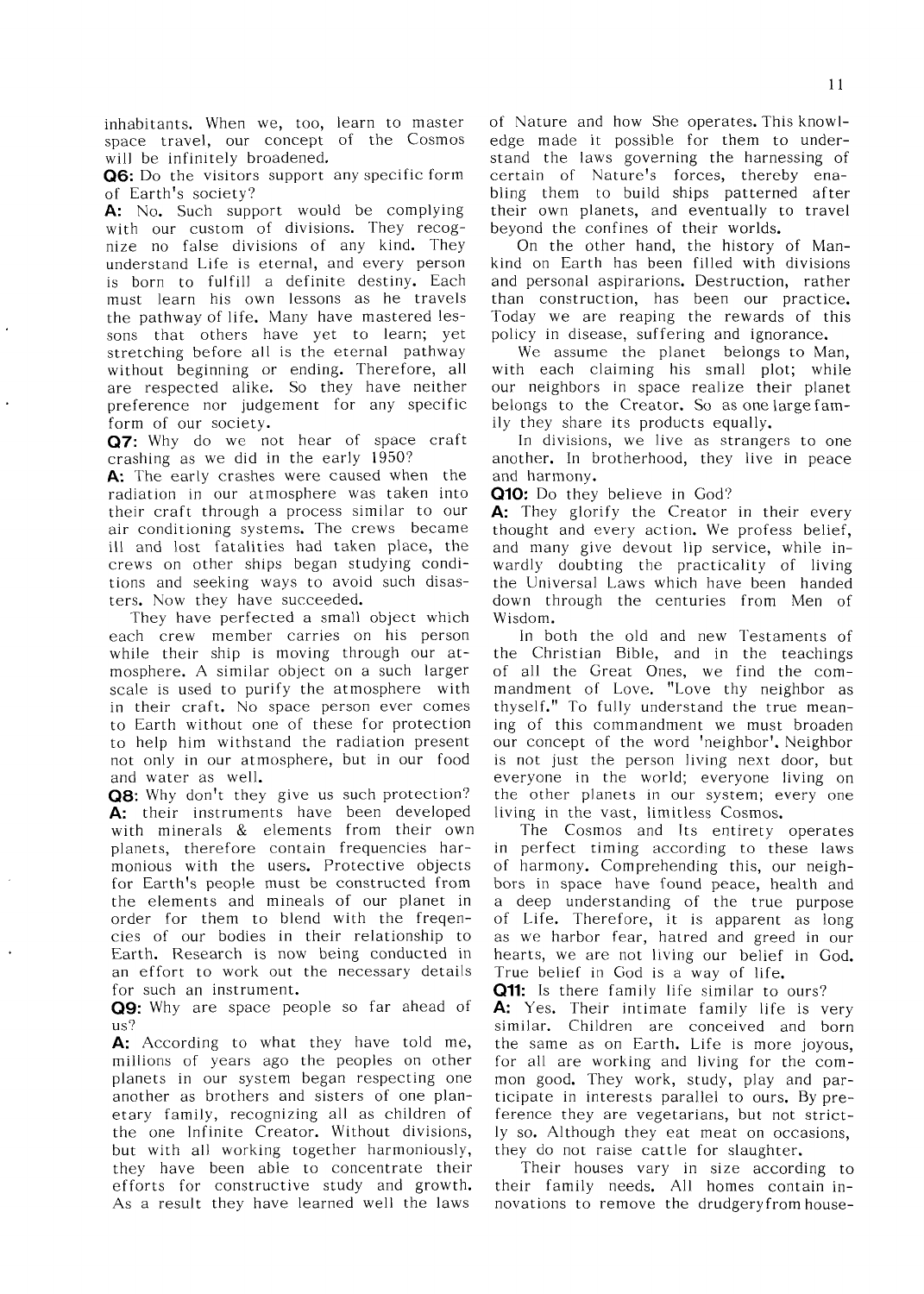inhabitants. When we, too, learn to master space travel, our concept of the Cosmos will be infinitely broadened.

**Q6:** Do the visitors support any specific form of Earth's society?

**A:** No. Such support would be complying with our custom of divisions. They recognize no false divisions of any kind. They understand Life is eternal, and every person is born to fulfill a definite destiny. Each must learn his own lessons as he travels the pathway of life. Many have mastered lessons that others have yet to learn; yet stretching before all is the eternal pathway without beginning or ending. Therefore, all are respected alike. So they have neither preference nor judgement for any specific form of our society.

**Q7:** Why do we not hear of space craft crashing as we did in the early 1950?

**A:** The early crashes were caused when the radiation in our atmosphere was taken into their craft through a process similar to our air conditioning systems. The crews became ill and lost fatalities had taken place, the crews on other ships began studying conditions and seeking ways to avoid such disasters. Now they have succeeded.

They have perfected a small object which each crew member carries on his person while their ship is moving through our atmosphere. A similar object on a such larger scale is used to purify the atmosphere with in their craft. No space person ever comes to Earth without one of these for protection to help him withstand the radiation present not only in our atmosphere, but in our food and water as well.

**Q8:** Why don't they give us such protection?

**A:** their instruments have been developed with minerals & elements from their own planets, therefore contain frequencies harmonious with the users. Protective objects for Earth's people must be constructed from the elements and mineals of our planet in order for them to blend with the freqencies of our bodies in their relationship to Earth. Research is now being conducted in an effort to work out the necessary details for such an instrument.

**Q9:** Why are space people so far ahead of us?

**A:** According to what they have told me, millions of years ago the peoples on other planets in our system began respecting one another as brothers and sisters of one planetary family, recognizing all as children of the one Infinite Creator. Without divisions, but with all working together harmoniously, they have been able to concentrate their efforts for constructive study and growth. As a result they have learned well the laws of Nature and how She operates. This knowledge made it possible for them to understand the laws governing the harnessing of certain of Nature's forces, thereby enabling them to build ships patterned after their own planets, and eventually to travel beyond the confines of their worlds.

On the other hand, the history of Mankind on Earth has been filled with divisions and personal aspirarions. Destruction, rather than construction, has been our practice. Today we are reaping the rewards of this policy in disease, suffering and ignorance.

We assume the planet belongs to Man, with each claiming his small plot; while our neighbors in space realize their planet belongs to the Creator. So as one large family they share its products equally.

In divisions, we live as strangers to one another. In brotherhood, they live in peace and harmony.

**Q10:** Do they believe in God?

**A:** They glorify the Creator in their every thought and every action. We profess belief, and many give devout lip service, while inwardly doubting the practicality of living the Universal Laws which have been handed down through the centuries from Men of Wisdom.

In both the old and new Testaments of the Christian Bible, and in the teachings of all the Great Ones, we find the commandment of Love. "Love thy neighbor as thyself." To fully understand the true meaning of this commandment we must broaden our concept of the word 'neighbor'. Neighbor is not just the person living next door, but everyone in the world; everyone living on the other planets in our system; every one living in the vast, limitless Cosmos.

The Cosmos and Its entirety operates in perfect timing according to these laws of harmony. Comprehending this, our neighbors in space have found peace, health and a deep understanding of the true purpose of Life. Therefore, it is apparent as long as we harbor fear, hatred and greed in our hearts, we are not living our belief in God. True belief in God is a way of life.

**Q11:** Is there family life similar to ours?

**A:** Yes. Their intimate family life is very similar. Children are conceived and born the same as on Earth. Life is more joyous, for all are working and living for the common good. They work, study, play and participate in interests parallel to ours. By preference they are vegetarians, but not strictly so. Although they eat meat on occasions, they do not raise cattle for slaughter.

Their houses vary in size according to their family needs. All homes contain innovations to remove the drudgeryfrom house-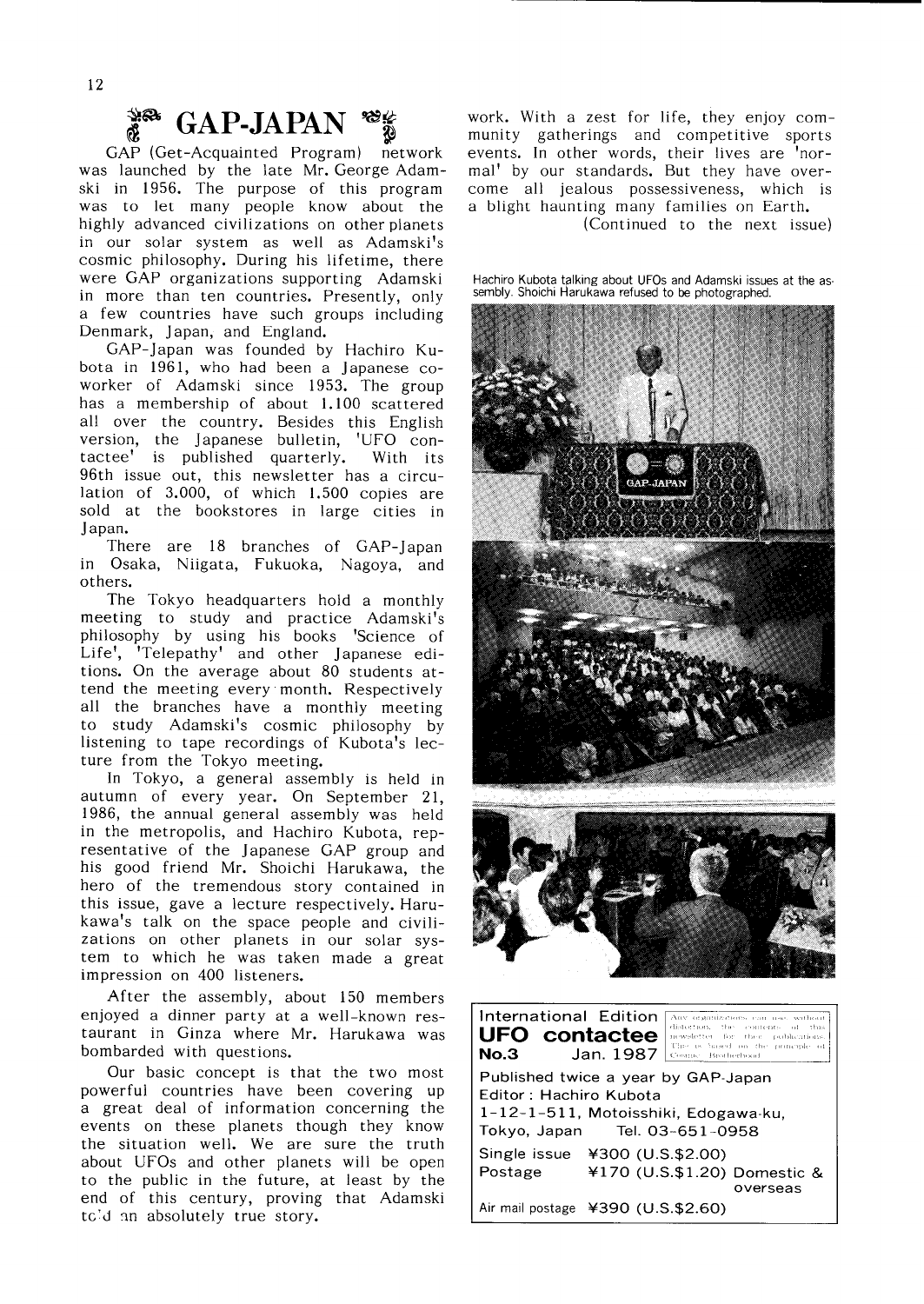# GAP-JAPAN

GAP (Get-Acquainted Program) network was launched by the late Mr. George Adamski in 1956. The purpose of this program was to let many people know about the highly advanced civilizations on other planets in our solar system as well as Adamski's cosmic philosophy. During his lifetime, there were GAP organizations supporting Adamski in more than ten countries. Presently, only a few countries have such groups including Denmark, Japan, and England.

GAP-Japan was founded by Hachiro Kubota in 1961, who had been a Japanese coworker of Adamski since 1953. The group has a membership of about 1.100 scattered all over the country. Besides this English version, the Japanese bulletin, 'UFO contactee' is published quarterly. With its 96th issue out, this newsletter has a circulation of 3.000, of which 1.500 copies are sold at the bookstores in large cities in Japan.

There are 18 branches of GAP-Japan in Osaka, Niigata, Fukuoka, Nagoya, and others.

The Tokyo headquarters hold a monthly meeting to study and practice Adamski's philosophy by using his books 'Science of Life', 'Telepathy' and other Japanese editions. On the average about 80 students attend the meeting every month. Respectively all the branches have a monthly meeting to study Adamski's cosmic philosophy by listening to tape recordings of Kubota's lecture from the Tokyo meeting.

In Tokyo, a general assembly is held in autumn of every year. On September 21, 1986, the annual general assembly was held in the metropolis, and Hachiro Kubota, representative of the Japanese GAP group and his good friend Mr. Shoichi Harukawa, the hero of the tremendous story contained in this issue, gave a lecture respectively. Harukawa's talk on the space people and civilizations on other planets in our solar system to which he was taken made a great impression on 400 listeners.

After the assembly, about 150 members enjoyed a dinner party at a well-known restaurant in Ginza where Mr. Harukawa was bombarded with questions.

Our basic concept is that the two most powerful countries have been covering up a great deal of information concerning the events on these planets though they know the situation well. We are sure the truth about UFOs and other planets will be open to the public in the future, at least by the end of this century, proving that Adamski told an absolutely true story.

work. With a zest for life, they enjoy community gatherings and competitive sports events. In other words, their lives are 'normal' by our standards. But they have overcome all jealous possessiveness, which is a blight haunting many families on Earth.

(Continued to the next issue)

Hachiro Kubota talking about UFOs and Adamski issues at the assembly. Shoichi Harukawa refused to be photographed.

---

**International Edition**
**UFO contactee**
**No.3** Jan. 1987

Any organizations can use without distortion, the contents of this newsletter for their publications. This is based on the principle of Cosmic Brotherhood.

Published twice a year by GAP-Japan
Editor: Hachiro Kubota
1-12-1-511, Motoisshiki, Edogawa-ku, Tokyo, Japan Tel. 03-651-0958

Single issue ¥300 (U.S.$2.00)
Postage ¥170 (U.S.$1.20) Domestic & overseas
Air mail postage ¥390 (U.S.$2.60)